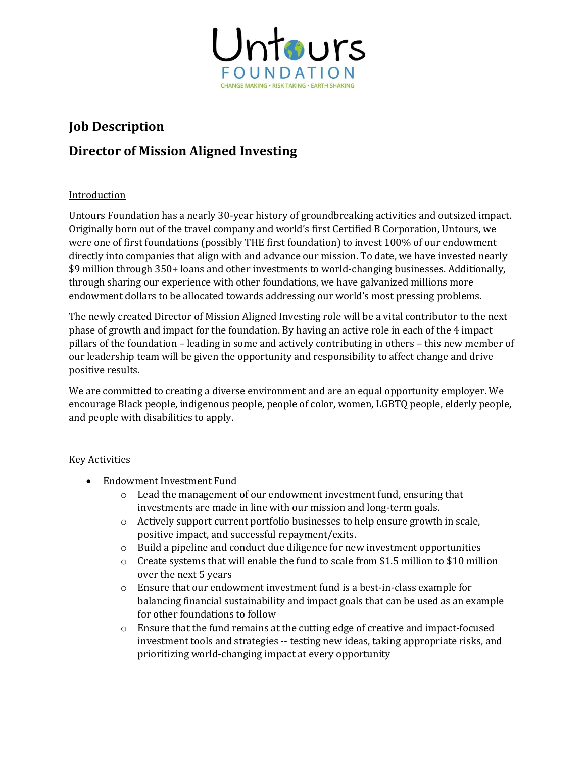Untours

FOUNDATION

CHANGE MAKING • RISK TAKING • EARTH SHAKING

## Job Description

## Director of Mission Aligned Investing

Introduction

Untours Foundation has a nearly 30-year history of groundbreaking activities and outsized impact. Originally born out of the travel company and world's first Certified B Corporation, Untours, we were one of first foundations (possibly THE first foundation) to invest 100% of our endowment directly into companies that align with and advance our mission. To date, we have invested nearly $9 million through 350+ loans and other investments to world-changing businesses. Additionally, through sharing our experience with other foundations, we have galvanized millions more endowment dollars to be allocated towards addressing our world's most pressing problems.

The newly created Director of Mission Aligned Investing role will be a vital contributor to the next phase of growth and impact for the foundation. By having an active role in each of the 4 impact pillars of the foundation – leading in some and actively contributing in others – this new member of our leadership team will be given the opportunity and responsibility to affect change and drive positive results.

We are committed to creating a diverse environment and are an equal opportunity employer. We encourage Black people, indigenous people, people of color, women, LGBTQ people, elderly people, and people with disabilities to apply.

Key Activities

- Endowment Investment Fund
  - Lead the management of our endowment investment fund, ensuring that investments are made in line with our mission and long-term goals.
  - Actively support current portfolio businesses to help ensure growth in scale, positive impact, and successful repayment/exits.
  - Build a pipeline and conduct due diligence for new investment opportunities
  - Create systems that will enable the fund to scale from $1.5 million to $10 million over the next 5 years
  - Ensure that our endowment investment fund is a best-in-class example for balancing financial sustainability and impact goals that can be used as an example for other foundations to follow
  - Ensure that the fund remains at the cutting edge of creative and impact-focused investment tools and strategies -- testing new ideas, taking appropriate risks, and prioritizing world-changing impact at every opportunity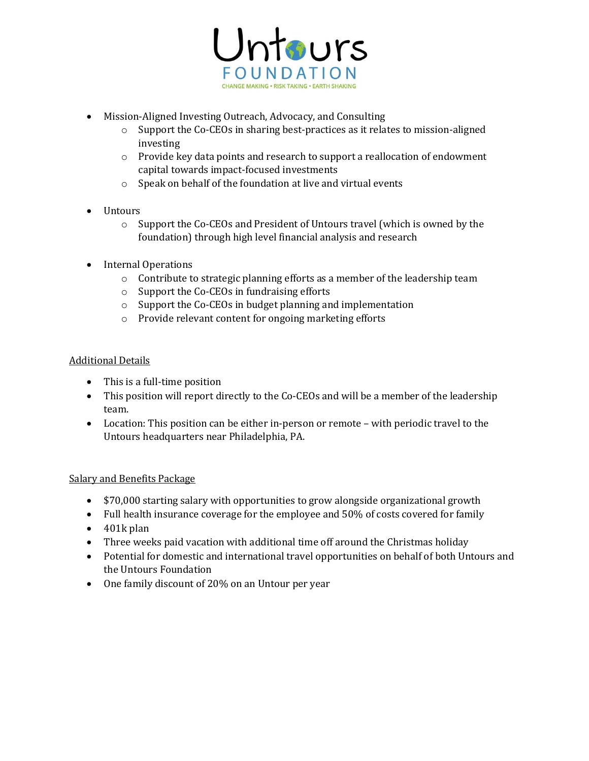Untours FOUNDATION
CHANGE MAKING • RISK TAKING • EARTH SHAKING

- Mission-Aligned Investing Outreach, Advocacy, and Consulting
  - Support the Co-CEOs in sharing best-practices as it relates to mission-aligned investing
  - Provide key data points and research to support a reallocation of endowment capital towards impact-focused investments
  - Speak on behalf of the foundation at live and virtual events

- Untours
  - Support the Co-CEOs and President of Untours travel (which is owned by the foundation) through high level financial analysis and research

- Internal Operations
  - Contribute to strategic planning efforts as a member of the leadership team
  - Support the Co-CEOs in fundraising efforts
  - Support the Co-CEOs in budget planning and implementation
  - Provide relevant content for ongoing marketing efforts

<u>Additional Details</u>

- This is a full-time position
- This position will report directly to the Co-CEOs and will be a member of the leadership team.
- Location: This position can be either in-person or remote – with periodic travel to the Untours headquarters near Philadelphia, PA.

<u>Salary and Benefits Package</u>

- $70,000 starting salary with opportunities to grow alongside organizational growth
- Full health insurance coverage for the employee and 50% of costs covered for family
- 401k plan
- Three weeks paid vacation with additional time off around the Christmas holiday
- Potential for domestic and international travel opportunities on behalf of both Untours and the Untours Foundation
- One family discount of 20% on an Untour per year